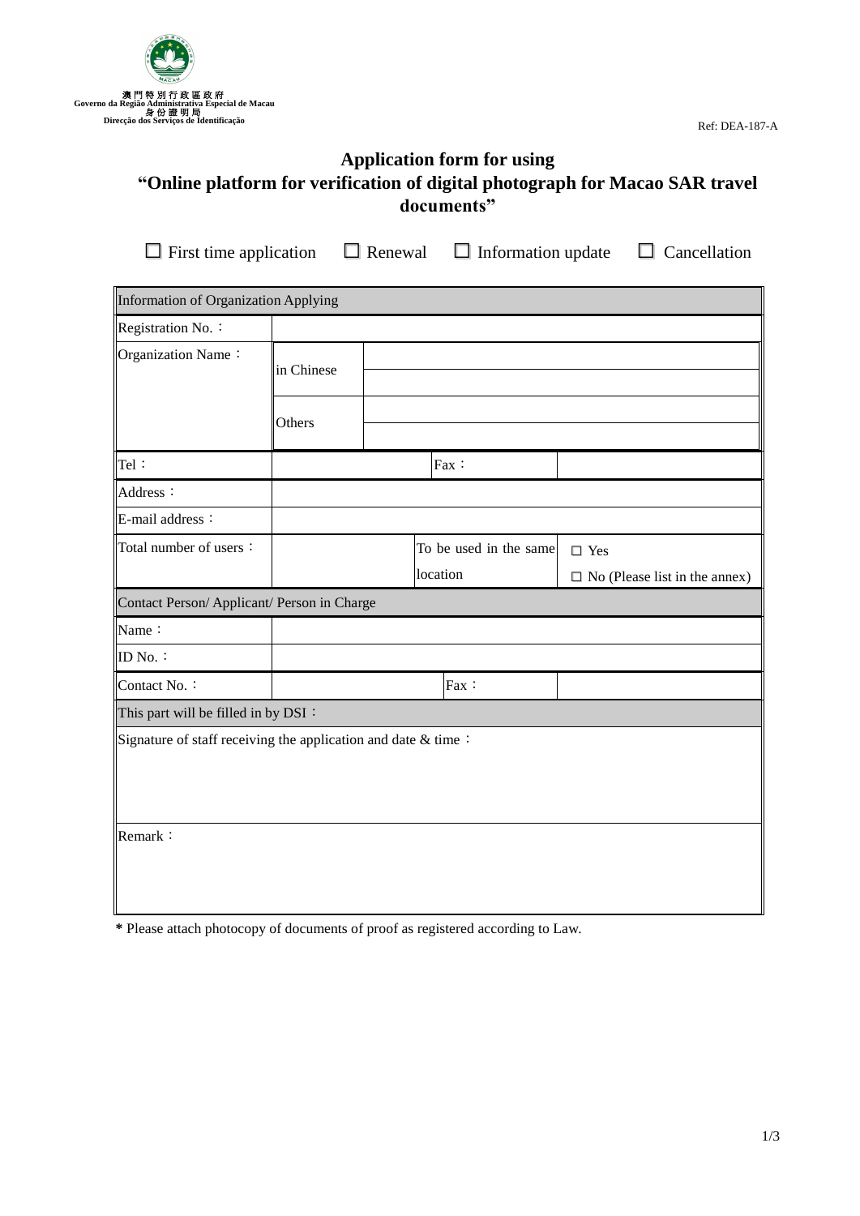澳門特別行政區政府
Governo da Região Administrativa Especial de Macau
身份證明局
Direcção dos Serviços de Identificação

Ref: DEA-187-A

# Application form for using "Online platform for verification of digital photograph for Macao SAR travel documents"

☐ First time application ☐ Renewal ☐ Information update ☐ Cancellation

| Information of Organization Applying | | | | |
|---|---|---|---|---|
| Registration No.： | | | | |
| Organization Name： | in Chinese | | | |
| | Others | | | |
| Tel： | | | Fax： | |
| Address： | | | | |
| E-mail address： | | | | |
| Total number of users： | | | To be used in the same location | □ Yes<br>□ No (Please list in the annex) |
| **Contact Person/ Applicant/ Person in Charge** | | | | |
| Name： | | | | |
| ID No.： | | | | |
| Contact No.： | | | Fax： | |
| **This part will be filled in by DSI：** | | | | |
| Signature of staff receiving the application and date & time： | | | | |
| Remark： | | | | |

**\*** Please attach photocopy of documents of proof as registered according to Law.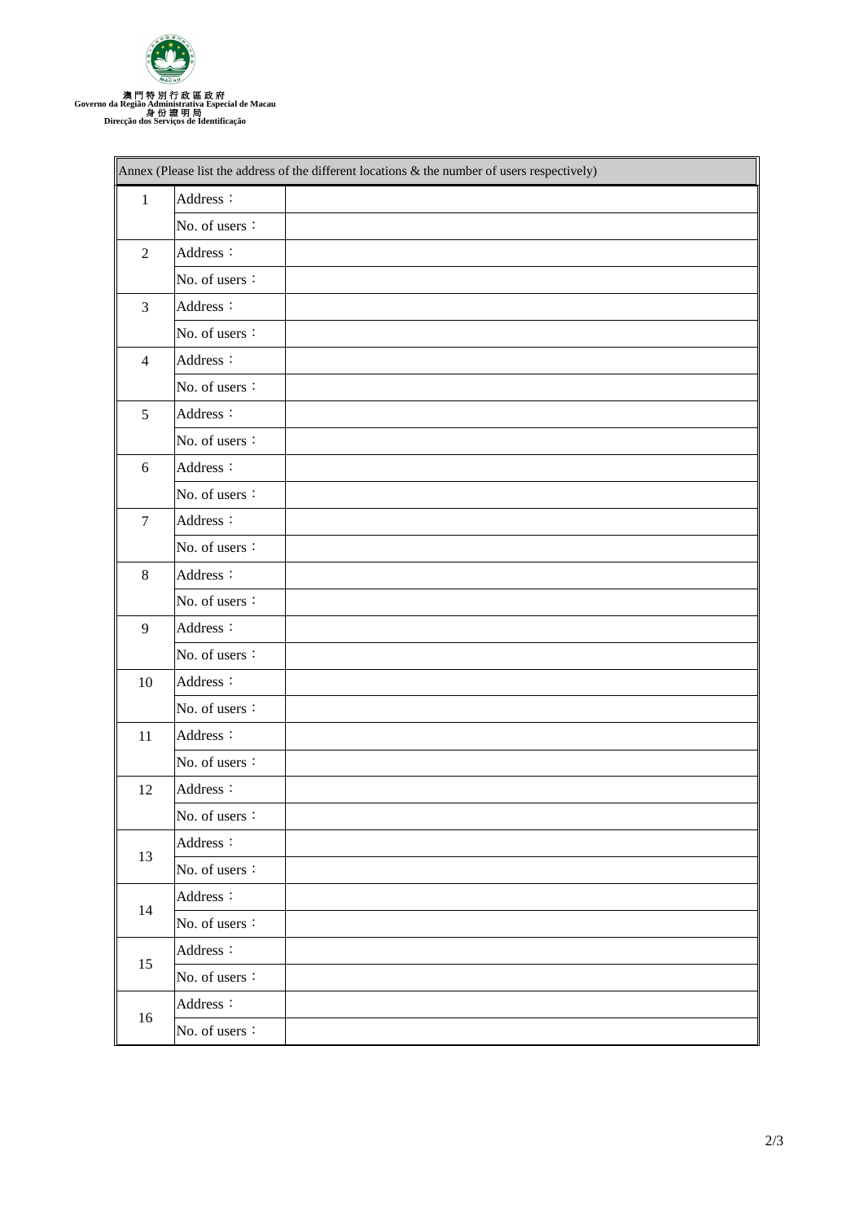澳門特別行政區政府
Governo da Região Administrativa Especial de Macau
身份證明局
Direcção dos Serviços de Identificação

| Annex (Please list the address of the different locations & the number of users respectively) | | |
|---|---|---|
| 1 | Address： | |
| | No. of users： | |
| 2 | Address： | |
| | No. of users： | |
| 3 | Address： | |
| | No. of users： | |
| 4 | Address： | |
| | No. of users： | |
| 5 | Address： | |
| | No. of users： | |
| 6 | Address： | |
| | No. of users： | |
| 7 | Address： | |
| | No. of users： | |
| 8 | Address： | |
| | No. of users： | |
| 9 | Address： | |
| | No. of users： | |
| 10 | Address： | |
| | No. of users： | |
| 11 | Address： | |
| | No. of users： | |
| 12 | Address： | |
| | No. of users： | |
| 13 | Address： | |
| | No. of users： | |
| 14 | Address： | |
| | No. of users： | |
| 15 | Address： | |
| | No. of users： | |
| 16 | Address： | |
| | No. of users： | |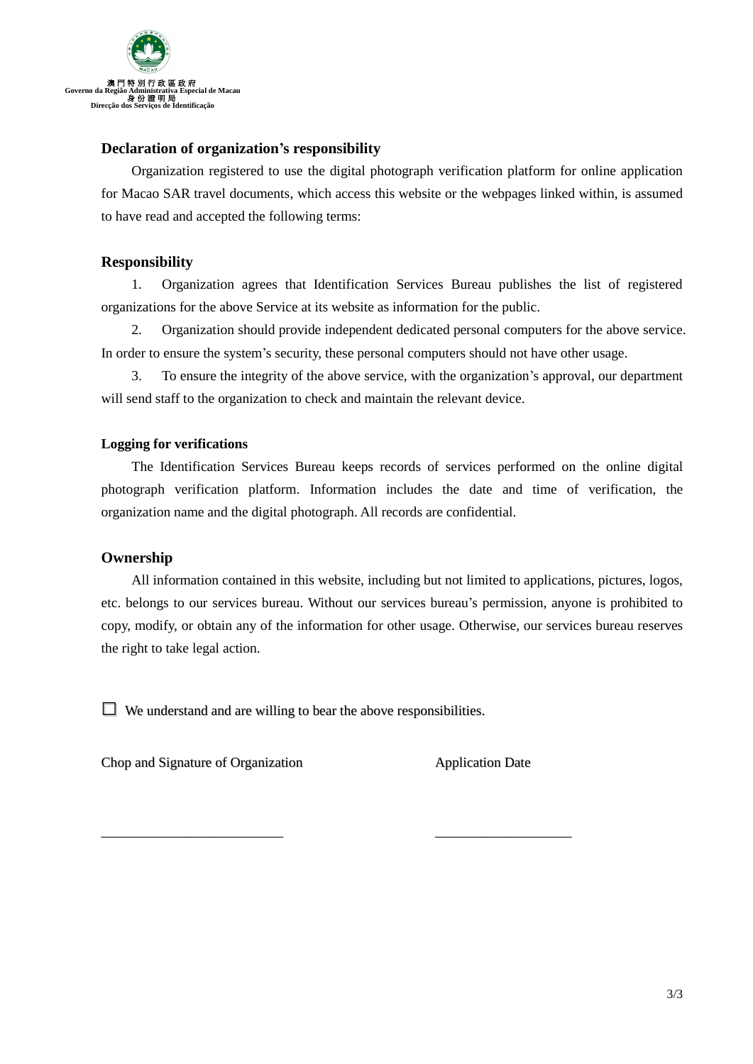澳門特別行政區政府
Governo da Região Administrativa Especial de Macau
身份證明局
Direcção dos Serviços de Identificação

## Declaration of organization's responsibility

Organization registered to use the digital photograph verification platform for online application for Macao SAR travel documents, which access this website or the webpages linked within, is assumed to have read and accepted the following terms:

### Responsibility

1. Organization agrees that Identification Services Bureau publishes the list of registered organizations for the above Service at its website as information for the public.
2. Organization should provide independent dedicated personal computers for the above service. In order to ensure the system's security, these personal computers should not have other usage.
3. To ensure the integrity of the above service, with the organization's approval, our department will send staff to the organization to check and maintain the relevant device.

### Logging for verifications

The Identification Services Bureau keeps records of services performed on the online digital photograph verification platform. Information includes the date and time of verification, the organization name and the digital photograph. All records are confidential.

### Ownership

All information contained in this website, including but not limited to applications, pictures, logos, etc. belongs to our services bureau. Without our services bureau's permission, anyone is prohibited to copy, modify, or obtain any of the information for other usage. Otherwise, our services bureau reserves the right to take legal action.

☐ We understand and are willing to bear the above responsibilities.

Chop and Signature of Organization                    Application Date

\_\_\_\_\_\_\_\_\_\_\_\_\_\_\_\_\_\_\_\_\_\_\_\_\_\_                    \_\_\_\_\_\_\_\_\_\_\_\_\_\_\_\_\_\_\_\_